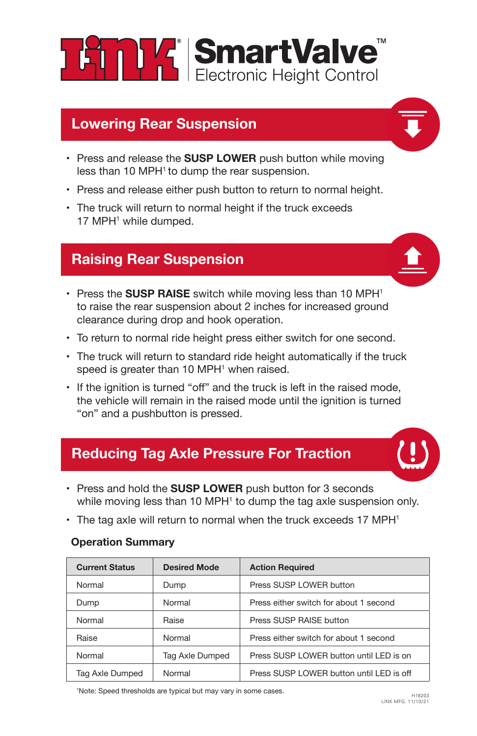# LINK® SmartValve™ Electronic Height Control

## Lowering Rear Suspension

- Press and release the **SUSP LOWER** push button while moving less than 10 MPH[1] to dump the rear suspension.
- Press and release either push button to return to normal height.
- The truck will return to normal height if the truck exceeds 17 MPH[1] while dumped.

## Raising Rear Suspension

- Press the **SUSP RAISE** switch while moving less than 10 MPH[1] to raise the rear suspension about 2 inches for increased ground clearance during drop and hook operation.
- To return to normal ride height press either switch for one second.
- The truck will return to standard ride height automatically if the truck speed is greater than 10 MPH[1] when raised.
- If the ignition is turned "off" and the truck is left in the raised mode, the vehicle will remain in the raised mode until the ignition is turned "on" and a pushbutton is pressed.

## Reducing Tag Axle Pressure For Traction

- Press and hold the **SUSP LOWER** push button for 3 seconds while moving less than 10 MPH[1] to dump the tag axle suspension only.
- The tag axle will return to normal when the truck exceeds 17 MPH[1]

### Operation Summary

| Current Status | Desired Mode | Action Required |
|---|---|---|
| Normal | Dump | Press SUSP LOWER button |
| Dump | Normal | Press either switch for about 1 second |
| Normal | Raise | Press SUSP RAISE button |
| Raise | Normal | Press either switch for about 1 second |
| Normal | Tag Axle Dumped | Press SUSP LOWER button until LED is on |
| Tag Axle Dumped | Normal | Press SUSP LOWER button until LED is off |

[1]Note: Speed thresholds are typical but may vary in some cases.

H18203
LINK MFG. 11/10/21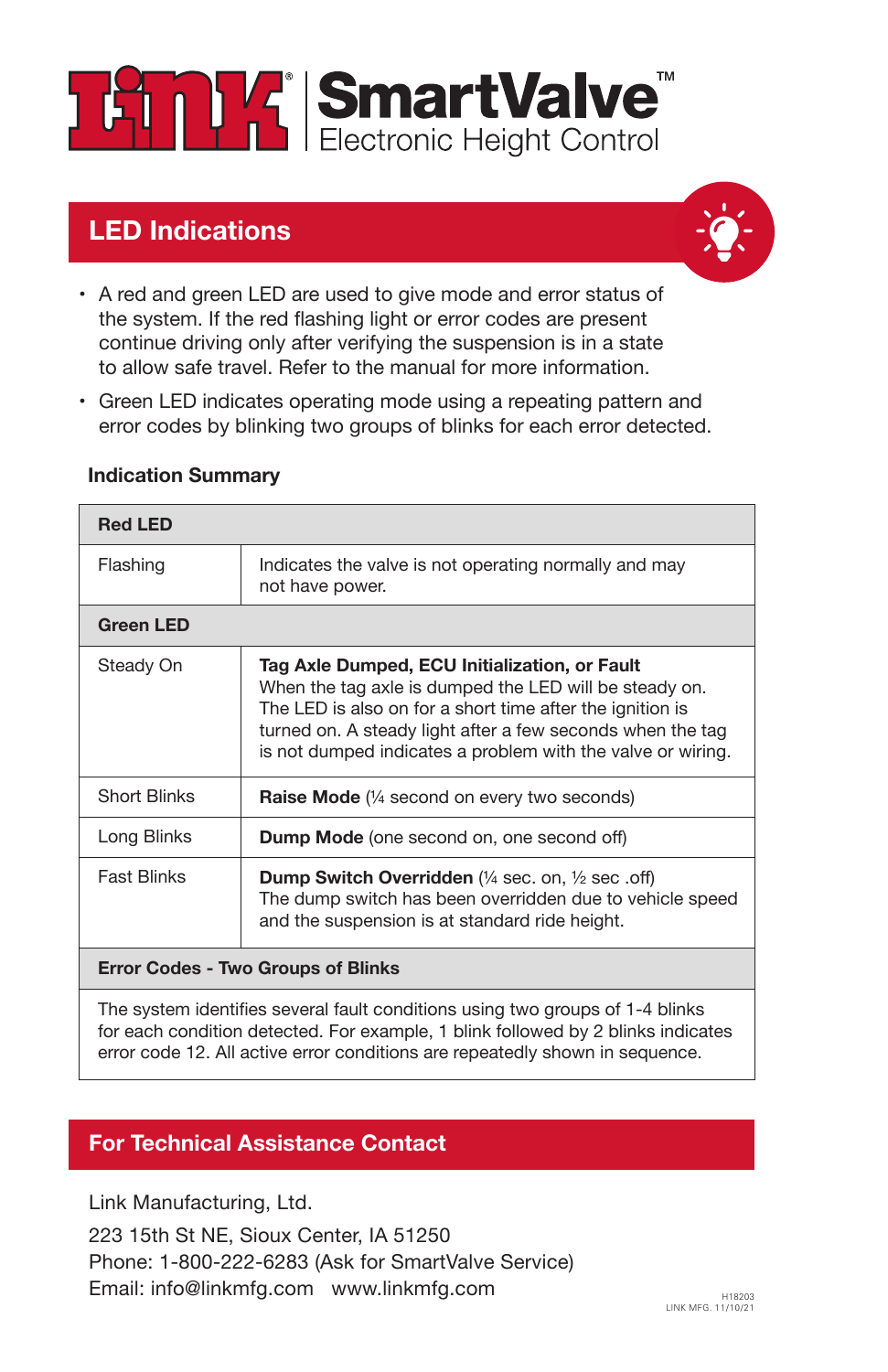# Link SmartValve™ Electronic Height Control

## LED Indications

- A red and green LED are used to give mode and error status of the system. If the red flashing light or error codes are present continue driving only after verifying the suspension is in a state to allow safe travel. Refer to the manual for more information.
- Green LED indicates operating mode using a repeating pattern and error codes by blinking two groups of blinks for each error detected.

**Indication Summary**

| | |
|---|---|
| **Red LED** | |
| Flashing | Indicates the valve is not operating normally and may not have power. |
| **Green LED** | |
| Steady On | **Tag Axle Dumped, ECU Initialization, or Fault** When the tag axle is dumped the LED will be steady on. The LED is also on for a short time after the ignition is turned on. A steady light after a few seconds when the tag is not dumped indicates a problem with the valve or wiring. |
| Short Blinks | **Raise Mode** (¼ second on every two seconds) |
| Long Blinks | **Dump Mode** (one second on, one second off) |
| Fast Blinks | **Dump Switch Overridden** (¼ sec. on, ½ sec .off) The dump switch has been overridden due to vehicle speed and the suspension is at standard ride height. |
| **Error Codes - Two Groups of Blinks** | |
| The system identifies several fault conditions using two groups of 1-4 blinks for each condition detected. For example, 1 blink followed by 2 blinks indicates error code 12. All active error conditions are repeatedly shown in sequence. | |

## For Technical Assistance Contact

Link Manufacturing, Ltd.

223 15th St NE, Sioux Center, IA 51250
Phone: 1-800-222-6283 (Ask for SmartValve Service)
Email: info@linkmfg.com www.linkmfg.com

H18203
LINK MFG. 11/10/21